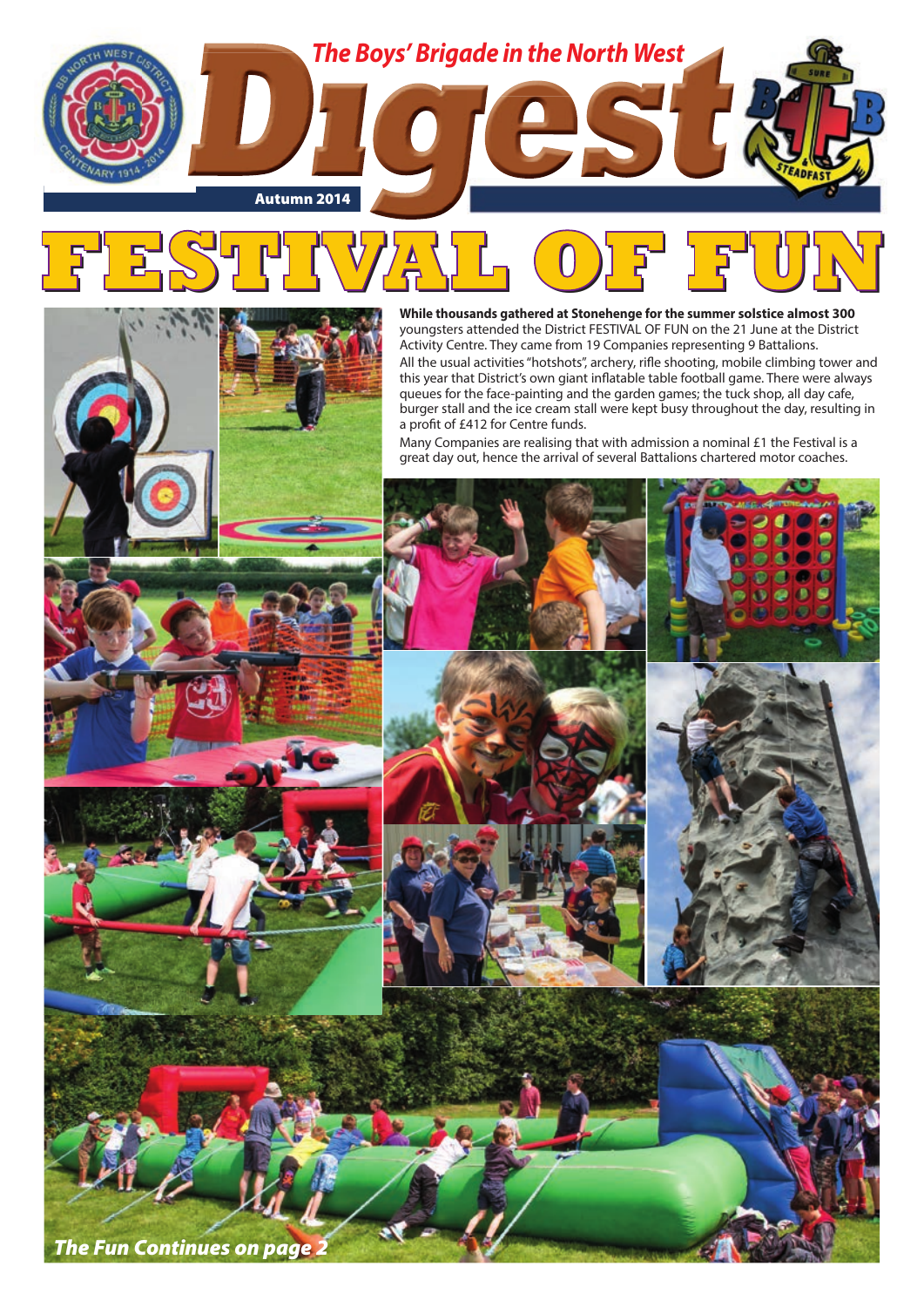The Boys' Brigade in the North West

# Digest

Autumn 2014

# FESTIVAL OF FUN

**While thousands gathered at Stonehenge for the summer solstice almost 300** youngsters attended the District FESTIVAL OF FUN on the 21 June at the District Activity Centre. They came from 19 Companies representing 9 Battalions.

All the usual activities "hotshots", archery, rifle shooting, mobile climbing tower and this year that District's own giant inflatable table football game. There were always queues for the face-painting and the garden games; the tuck shop, all day cafe, burger stall and the ice cream stall were kept busy throughout the day, resulting in a profit of £412 for Centre funds.

Many Companies are realising that with admission a nominal £1 the Festival is a great day out, hence the arrival of several Battalions chartered motor coaches.

*The Fun Continues on page 2*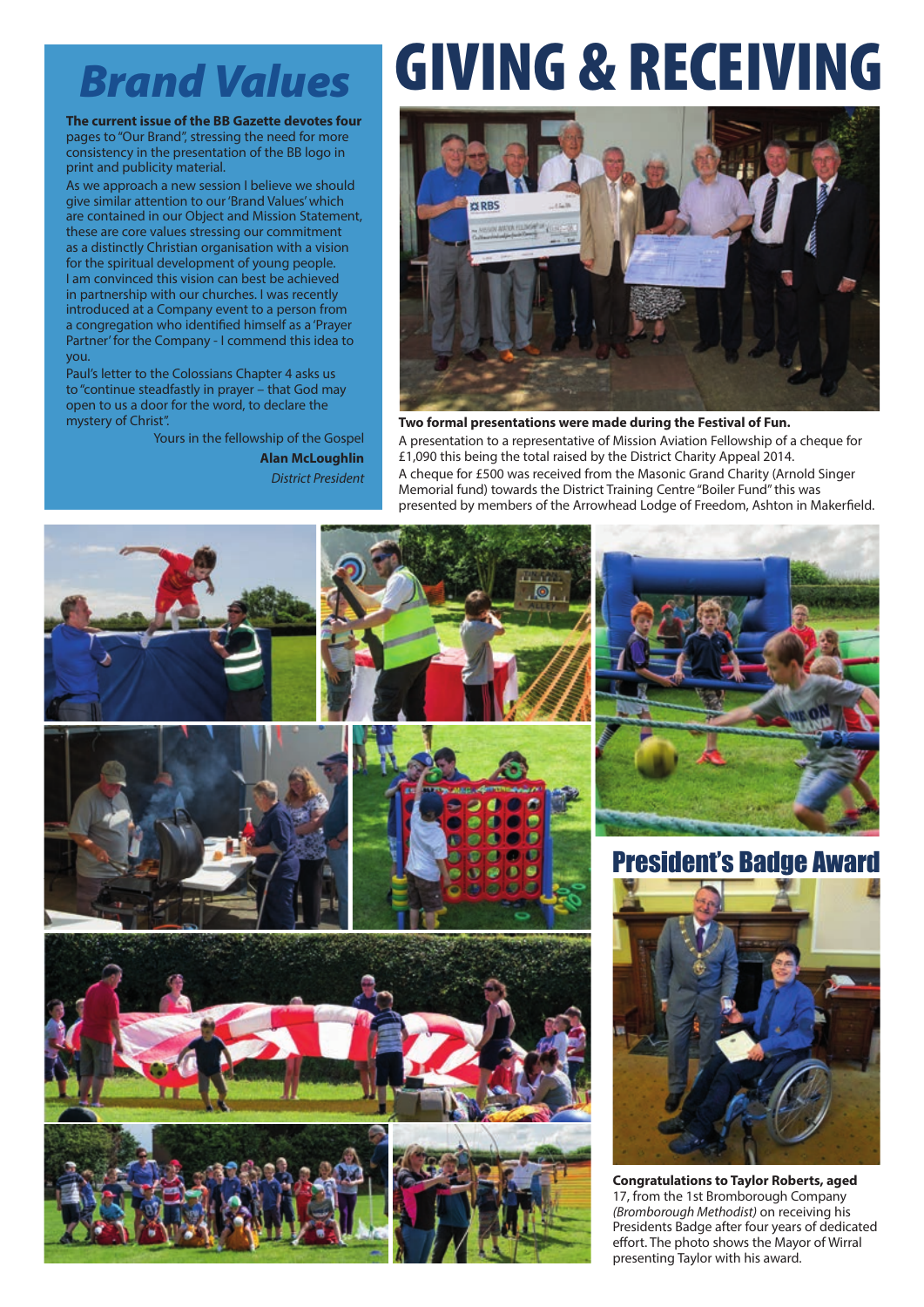# Brand Values

**The current issue of the BB Gazette devotes four** pages to "Our Brand", stressing the need for more consistency in the presentation of the BB logo in print and publicity material.

As we approach a new session I believe we should give similar attention to our 'Brand Values' which are contained in our Object and Mission Statement, these are core values stressing our commitment as a distinctly Christian organisation with a vision for the spiritual development of young people.

I am convinced this vision can best be achieved in partnership with our churches. I was recently introduced at a Company event to a person from a congregation who identified himself as a 'Prayer Partner' for the Company - I commend this idea to you.

Paul's letter to the Colossians Chapter 4 asks us to "continue steadfastly in prayer – that God may open to us a door for the word, to declare the mystery of Christ".

Yours in the fellowship of the Gospel

**Alan McLoughlin**

*District President*

# GIVING & RECEIVING

**Two formal presentations were made during the Festival of Fun.**

A presentation to a representative of Mission Aviation Fellowship of a cheque for £1,090 this being the total raised by the District Charity Appeal 2014.

A cheque for £500 was received from the Masonic Grand Charity (Arnold Singer Memorial fund) towards the District Training Centre "Boiler Fund" this was presented by members of the Arrowhead Lodge of Freedom, Ashton in Makerfield.

## President's Badge Award

**Congratulations to Taylor Roberts, aged** 17, from the 1st Bromborough Company *(Bromborough Methodist)* on receiving his Presidents Badge after four years of dedicated effort. The photo shows the Mayor of Wirral presenting Taylor with his award.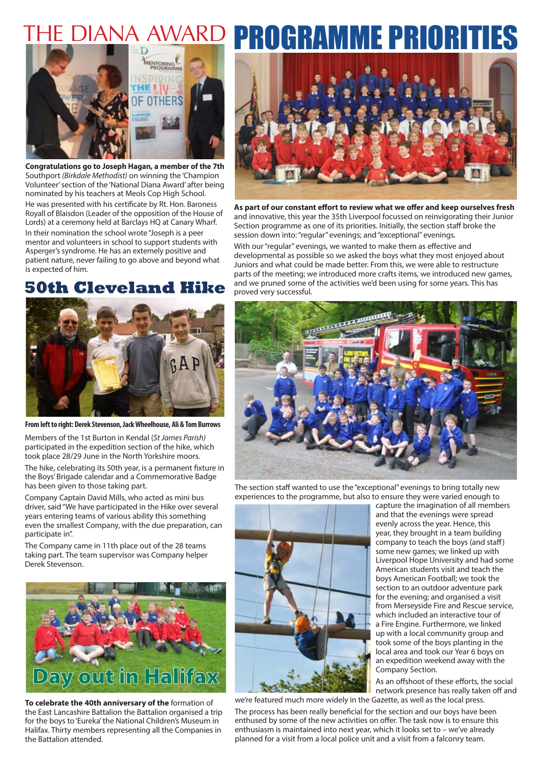# THE DIANA AWARD

**Congratulations go to Joseph Hagan, a member of the 7th** Southport *(Birkdale Methodist)* on winning the 'Champion Volunteer' section of the 'National Diana Award' after being nominated by his teachers at Meols Cop High School.

He was presented with his certificate by Rt. Hon. Baroness Royall of Blaisdon (Leader of the opposition of the House of Lords) at a ceremony held at Barclays HQ at Canary Wharf.

In their nomination the school wrote "Joseph is a peer mentor and volunteers in school to support students with Asperger's syndrome. He has an extemely positive and patient nature, never failing to go above and beyond what is expected of him.

## 50th Cleveland Hike

**From left to right: Derek Stevenson, Jack Wheelhouse, Ali & Tom Burrows**

Members of the 1st Burton in Kendal (*St James Parish)* participated in the expedition section of the hike, which took place 28/29 June in the North Yorkshire moors.

The hike, celebrating its 50th year, is a permanent fixture in the Boys' Brigade calendar and a Commemorative Badge has been given to those taking part.

Company Captain David Mills, who acted as mini bus driver, said "We have participated in the Hike over several years entering teams of various ability this something even the smallest Company, with the due preparation, can participate in".

The Company came in 11th place out of the 28 teams taking part. The team supervisor was Company helper Derek Stevenson.

## Day out in Halifax

**To celebrate the 40th anniversary of the** formation of the East Lancashire Battalion the Battalion organised a trip for the boys to 'Eureka' the National Children's Museum in Halifax. Thirty members representing all the Companies in the Battalion attended.

# PROGRAMME PRIORITIES

**As part of our constant effort to review what we offer and keep ourselves fresh** and innovative, this year the 35th Liverpool focussed on reinvigorating their Junior Section programme as one of its priorities. Initially, the section staff broke the session down into: "regular" evenings; and "exceptional" evenings.

With our "regular" evenings, we wanted to make them as effective and developmental as possible so we asked the boys what they most enjoyed about Juniors and what could be made better. From this, we were able to restructure parts of the meeting; we introduced more crafts items, we introduced new games, and we pruned some of the activities we'd been using for some years. This has proved very successful.

The section staff wanted to use the "exceptional" evenings to bring totally new experiences to the programme, but also to ensure they were varied enough to capture the imagination of all members and that the evenings were spread evenly across the year. Hence, this year, they brought in a team building company to teach the boys (and staff) some new games; we linked up with Liverpool Hope University and had some American students visit and teach the boys American Football; we took the section to an outdoor adventure park for the evening; and organised a visit from Merseyside Fire and Rescue service, which included an interactive tour of a Fire Engine. Furthermore, we linked up with a local community group and took some of the boys planting in the local area and took our Year 6 boys on an expedition weekend away with the Company Section.

As an offshoot of these efforts, the social network presence has really taken off and we're featured much more widely in the Gazette, as well as the local press.

The process has been really beneficial for the section and our boys have been enthused by some of the new activities on offer. The task now is to ensure this enthusiasm is maintained into next year, which it looks set to – we've already planned for a visit from a local police unit and a visit from a falconry team.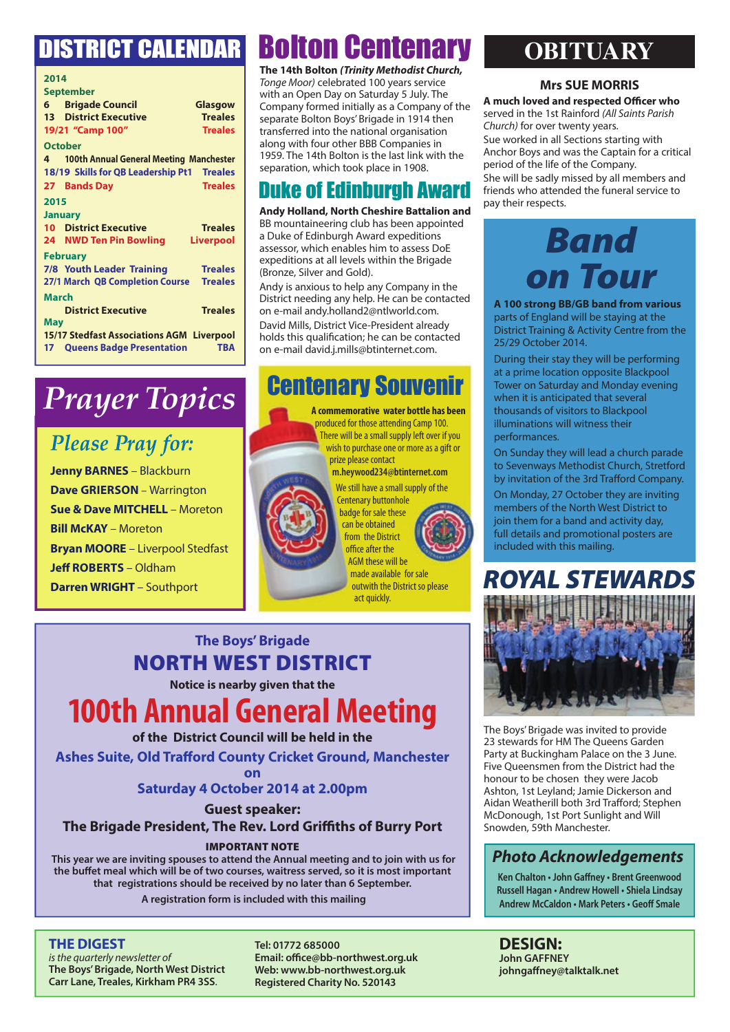# DISTRICT CALENDAR

**2014**

**September**

| | | |
|---|---|---|
| 6 | Brigade Council | Glasgow |
| 13 | District Executive | Treales |
| 19/21 | "Camp 100" | Treales |

**October**

| | | |
|---|---|---|
| 4 | 100th Annual General Meeting | Manchester |
| 18/19 | Skills for QB Leadership Pt1 | Treales |
| 27 | Bands Day | Treales |

**2015**

**January**

| | | |
|---|---|---|
| 10 | District Executive | Treales |
| 24 | NWD Ten Pin Bowling | Liverpool |

**February**

| | | |
|---|---|---|
| 7/8 | Youth Leader Training | Treales |
| 27/1 March | QB Completion Course | Treales |

**March**

| | | |
|---|---|---|
| | District Executive | Treales |

**May**

| | | |
|---|---|---|
| 15/17 | Stedfast Associations AGM | Liverpool |
| 17 | Queens Badge Presentation | TBA |

# Prayer Topics

## *Please Pray for:*

**Jenny BARNES** – Blackburn
**Dave GRIERSON** – Warrington
**Sue & Dave MITCHELL** – Moreton
**Bill McKAY** – Moreton
**Bryan MOORE** – Liverpool Stedfast
**Jeff ROBERTS** – Oldham
**Darren WRIGHT** – Southport

# Bolton Centenary

**The 14th Bolton *(Trinity Methodist Church,*** *Tonge Moor)* celebrated 100 years service with an Open Day on Saturday 5 July. The Company formed initially as a Company of the separate Bolton Boys' Brigade in 1914 then transferred into the national organisation along with four other BBB Companies in 1959. The 14th Bolton is the last link with the separation, which took place in 1908.

# Duke of Edinburgh Award

**Andy Holland, North Cheshire Battalion and** BB mountaineering club has been appointed a Duke of Edinburgh Award expeditions assessor, which enables him to assess DoE expeditions at all levels within the Brigade (Bronze, Silver and Gold).

Andy is anxious to help any Company in the District needing any help. He can be contacted on e-mail andy.holland2@ntlworld.com.

David Mills, District Vice-President already holds this qualification; he can be contacted on e-mail david.j.mills@btinternet.com.

# Centenary Souvenir

**A commemorative water bottle has been** produced for those attending Camp 100. There will be a small supply left over if you wish to purchase one or more as a gift or prize please contact **m.heywood234@btinternet.com**

We still have a small supply of the Centenary buttonhole badge for sale these can be obtained from the District office after the AGM these will be made available for sale outwith the District so please act quickly.

# OBITUARY

### Mrs SUE MORRIS

**A much loved and respected Officer who** served in the 1st Rainford *(All Saints Parish Church)* for over twenty years.

Sue worked in all Sections starting with Anchor Boys and was the Captain for a critical period of the life of the Company.

She will be sadly missed by all members and friends who attended the funeral service to pay their respects.

# *Band on Tour*

**A 100 strong BB/GB band from various** parts of England will be staying at the District Training & Activity Centre from the 25/29 October 2014.

During their stay they will be performing at a prime location opposite Blackpool Tower on Saturday and Monday evening when it is anticipated that several thousands of visitors to Blackpool illuminations will witness their performances.

On Sunday they will lead a church parade to Sevenways Methodist Church, Stretford by invitation of the 3rd Trafford Company.

On Monday, 27 October they are inviting members of the North West District to join them for a band and activity day, full details and promotional posters are included with this mailing.

# *ROYAL STEWARDS*

The Boys' Brigade was invited to provide 23 stewards for HM The Queens Garden Party at Buckingham Palace on the 3 June. Five Queensmen from the District had the honour to be chosen they were Jacob Ashton, 1st Leyland; Jamie Dickerson and Aidan Weatherill both 3rd Trafford; Stephen McDonough, 1st Port Sunlight and Will Snowden, 59th Manchester.

**The Boys' Brigade**

## NORTH WEST DISTRICT

**Notice is nearby given that the**

# 100th Annual General Meeting

**of the District Council will be held in the**

**Ashes Suite, Old Trafford County Cricket Ground, Manchester**

**on**

**Saturday 4 October 2014 at 2.00pm**

**Guest speaker:**

**The Brigade President, The Rev. Lord Griffiths of Burry Port**

**IMPORTANT NOTE**

**This year we are inviting spouses to attend the Annual meeting and to join with us for the buffet meal which will be of two courses, waitress served, so it is most important that registrations should be received by no later than 6 September.**

**A registration form is included with this mailing**

## *Photo Acknowledgements*

**Ken Chalton • John Gaffney • Brent Greenwood**
**Russell Hagan • Andrew Howell • Shiela Lindsay**
**Andrew McCaldon • Mark Peters • Geoff Smale**

**THE DIGEST**
*is the quarterly newsletter of*
**The Boys' Brigade, North West District**
**Carr Lane, Treales, Kirkham PR4 3SS.**

**Tel: 01772 685000**
**Email: office@bb-northwest.org.uk**
**Web: www.bb-northwest.org.uk**
**Registered Charity No. 520143**

**DESIGN:**
**John GAFFNEY**
**johngaffney@talktalk.net**